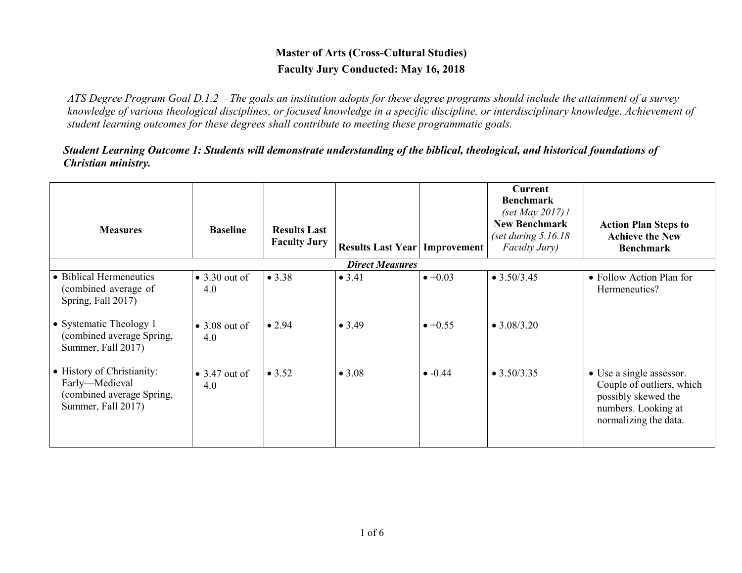**Master of Arts (Cross-Cultural Studies)**

**Faculty Jury Conducted: May 16, 2018**

*ATS Degree Program Goal D.1.2 – The goals an institution adopts for these degree programs should include the attainment of a survey knowledge of various theological disciplines, or focused knowledge in a specific discipline, or interdisciplinary knowledge. Achievement of student learning outcomes for these degrees shall contribute to meeting these programmatic goals.*

***Student Learning Outcome 1: Students will demonstrate understanding of the biblical, theological, and historical foundations of Christian ministry.***

| Measures | Baseline | Results Last Faculty Jury | Results Last Year | Improvement | Current Benchmark *(set May 2017)* / New Benchmark *(set during 5.16.18 Faculty Jury)* | Action Plan Steps to Achieve the New Benchmark |
|---|---|---|---|---|---|---|
| | | | ***Direct Measures*** | | | |
| • Biblical Hermeneutics (combined average of Spring, Fall 2017) | • 3.30 out of 4.0 | • 3.38 | • 3.41 | • +0.03 | • 3.50/3.45 | • Follow Action Plan for Hermeneutics? |
| • Systematic Theology 1 (combined average Spring, Summer, Fall 2017) | • 3.08 out of 4.0 | • 2.94 | • 3.49 | • +0.55 | • 3.08/3.20 | |
| • History of Christianity: Early—Medieval (combined average Spring, Summer, Fall 2017) | • 3.47 out of 4.0 | • 3.52 | • 3.08 | • -0.44 | • 3.50/3.35 | • Use a single assessor. Couple of outliers, which possibly skewed the numbers. Looking at normalizing the data. |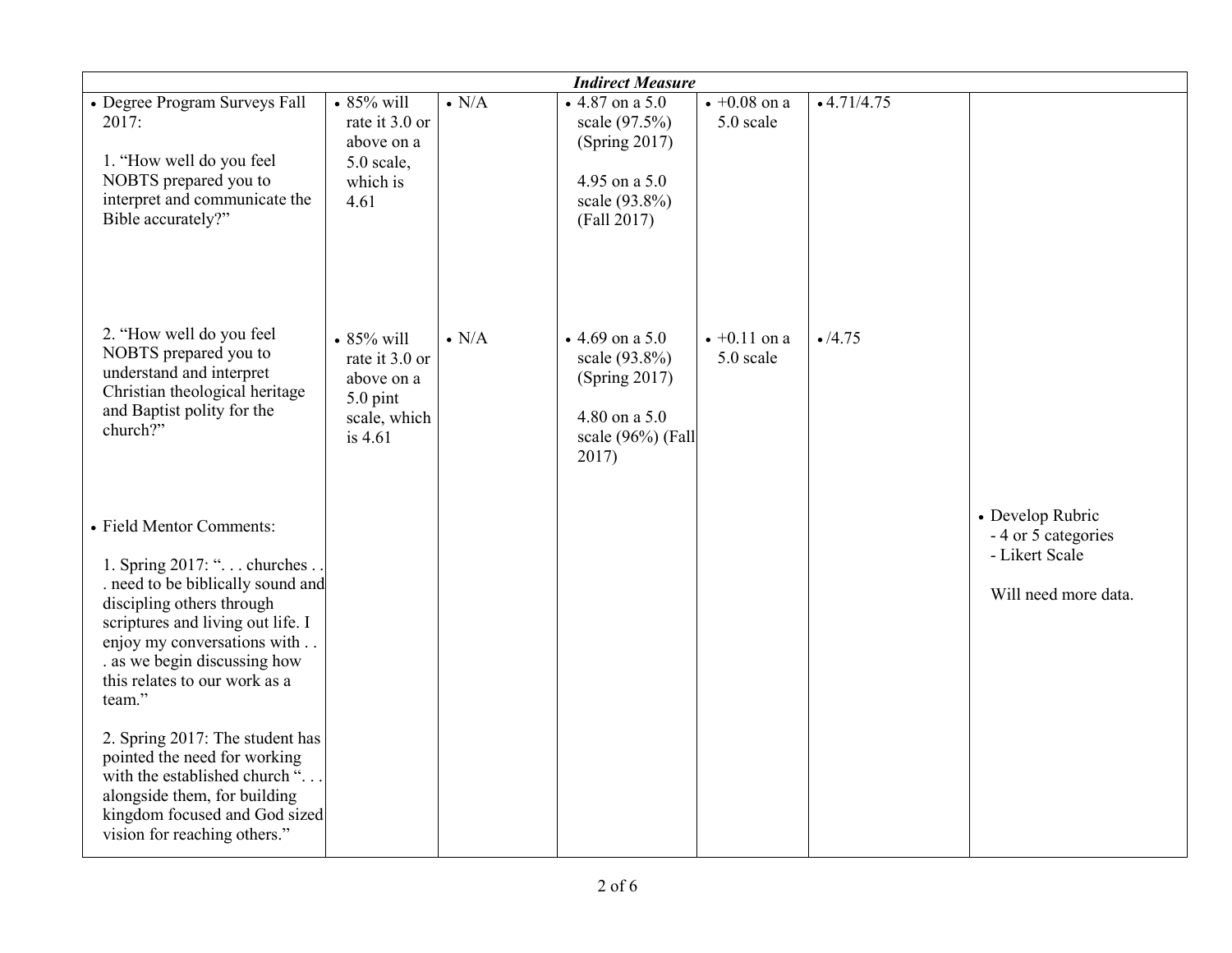| *Indirect Measure* | | | | | | |
|---|---|---|---|---|---|---|
| • Degree Program Surveys Fall 2017:<br><br>1. "How well do you feel NOBTS prepared you to interpret and communicate the Bible accurately?" | • 85% will rate it 3.0 or above on a 5.0 scale, which is 4.61 | • N/A | • 4.87 on a 5.0 scale (97.5%) (Spring 2017)<br><br>4.95 on a 5.0 scale (93.8%) (Fall 2017) | • +0.08 on a 5.0 scale | • 4.71/4.75 | |
| 2. "How well do you feel NOBTS prepared you to understand and interpret Christian theological heritage and Baptist polity for the church?" | • 85% will rate it 3.0 or above on a 5.0 pint scale, which is 4.61 | • N/A | • 4.69 on a 5.0 scale (93.8%) (Spring 2017)<br><br>4.80 on a 5.0 scale (96%) (Fall 2017) | • +0.11 on a 5.0 scale | • /4.75 | |
| • Field Mentor Comments:<br><br>1. Spring 2017: ". . . churches . . . need to be biblically sound and discipling others through scriptures and living out life. I enjoy my conversations with . . . as we begin discussing how this relates to our work as a team."<br><br>2. Spring 2017: The student has pointed the need for working with the established church ". . . alongside them, for building kingdom focused and God sized vision for reaching others." | | | | | | • Develop Rubric<br>- 4 or 5 categories<br>- Likert Scale<br><br>Will need more data. |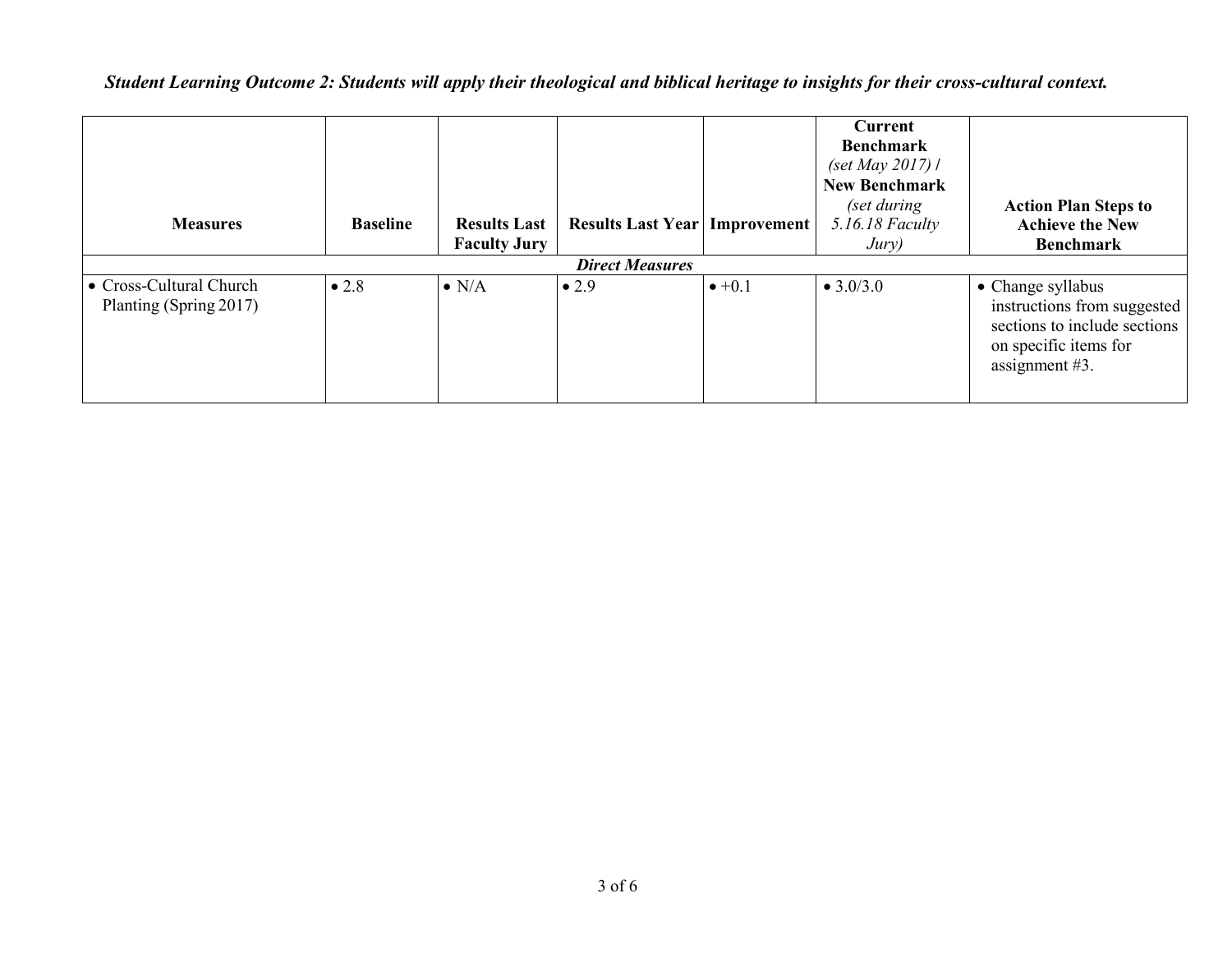***Student Learning Outcome 2: Students will apply their theological and biblical heritage to insights for their cross-cultural context.***

| **Measures** | **Baseline** | **Results Last Faculty Jury** | **Results Last Year** | **Improvement** | **Current Benchmark** *(set May 2017)* / **New Benchmark** *(set during 5.16.18 Faculty Jury)* | **Action Plan Steps to Achieve the New Benchmark** |
|---|---|---|---|---|---|---|
| | | | ***Direct Measures*** | | | |
| • Cross-Cultural Church Planting (Spring 2017) | • 2.8 | • N/A | • 2.9 | • +0.1 | • 3.0/3.0 | • Change syllabus instructions from suggested sections to include sections on specific items for assignment #3. |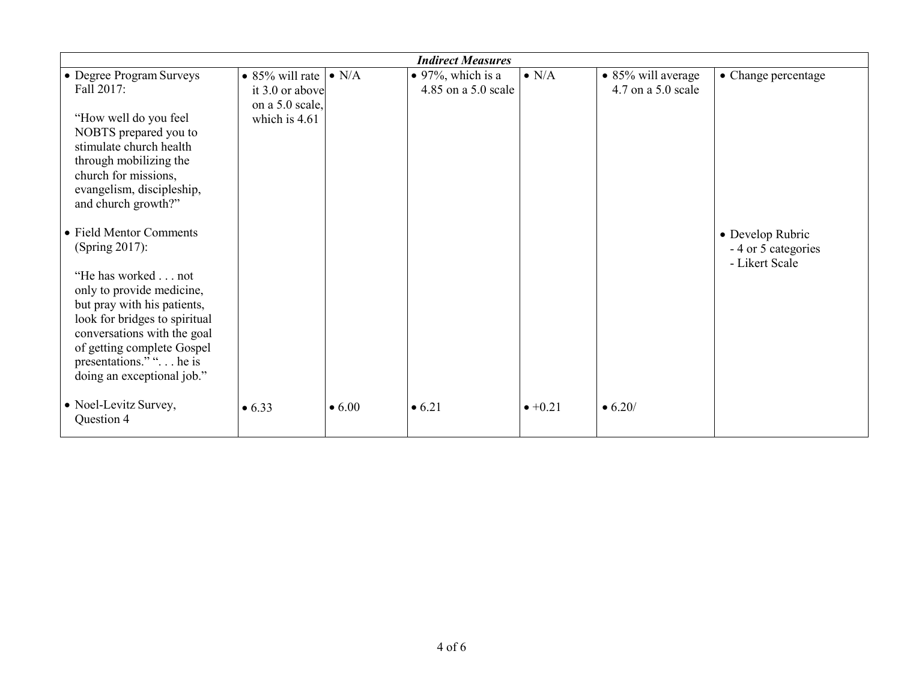| *Indirect Measures* | | | | | | |
|---|---|---|---|---|---|---|
| • Degree Program Surveys Fall 2017:<br><br>"How well do you feel NOBTS prepared you to stimulate church health through mobilizing the church for missions, evangelism, discipleship, and church growth?" | • 85% will rate it 3.0 or above on a 5.0 scale, which is 4.61 | • N/A | • 97%, which is a 4.85 on a 5.0 scale | • N/A | • 85% will average 4.7 on a 5.0 scale | • Change percentage |
| • Field Mentor Comments (Spring 2017):<br><br>"He has worked . . . not only to provide medicine, but pray with his patients, look for bridges to spiritual conversations with the goal of getting complete Gospel presentations." ". . . he is doing an exceptional job." | | | | | | • Develop Rubric<br>- 4 or 5 categories<br>- Likert Scale |
| • Noel-Levitz Survey, Question 4 | • 6.33 | • 6.00 | • 6.21 | • +0.21 | • 6.20/ | |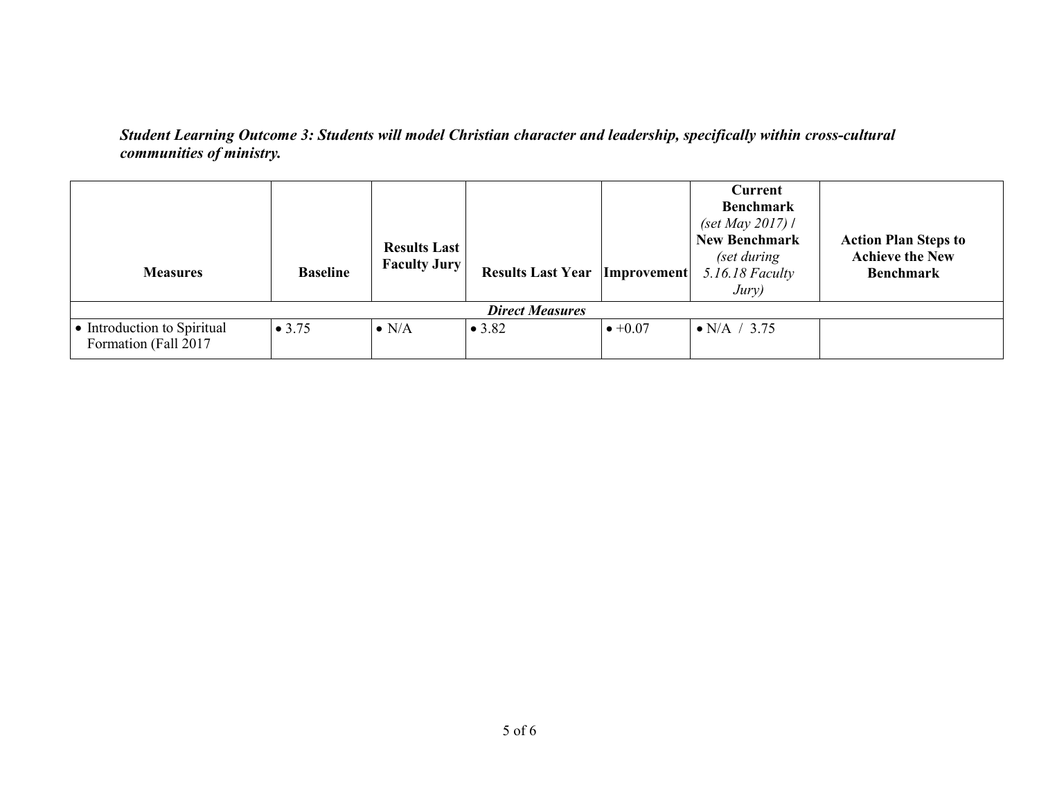***Student Learning Outcome 3: Students will model Christian character and leadership, specifically within cross-cultural communities of ministry.***

| **Measures** | **Baseline** | **Results Last Faculty Jury** | **Results Last Year** | **Improvement** | **Current Benchmark** *(set May 2017)* / **New Benchmark** *(set during 5.16.18 Faculty Jury)* | **Action Plan Steps to Achieve the New Benchmark** |
|---|---|---|---|---|---|---|
| ***Direct Measures*** | | | | | | |
| • Introduction to Spiritual Formation (Fall 2017 | • 3.75 | • N/A | • 3.82 | • +0.07 | • N/A / 3.75 | |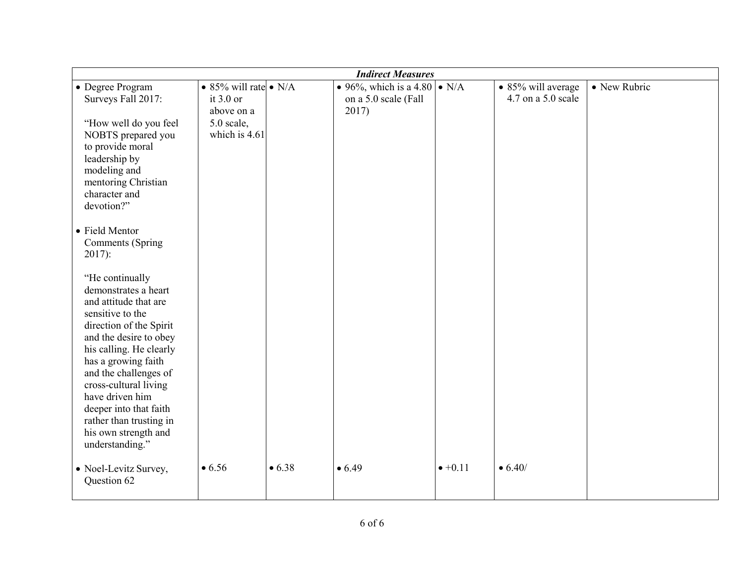| *Indirect Measures* | | | | | | |
|---|---|---|---|---|---|---|
| • Degree Program Surveys Fall 2017:<br><br>"How well do you feel NOBTS prepared you to provide moral leadership by modeling and mentoring Christian character and devotion?"<br><br>• Field Mentor Comments (Spring 2017):<br><br>"He continually demonstrates a heart and attitude that are sensitive to the direction of the Spirit and the desire to obey his calling. He clearly has a growing faith and the challenges of cross-cultural living have driven him deeper into that faith rather than trusting in his own strength and understanding." | • 85% will rate it 3.0 or above on a 5.0 scale, which is 4.61 | • N/A | • 96%, which is a 4.80 on a 5.0 scale (Fall 2017) | • N/A | • 85% will average 4.7 on a 5.0 scale | • New Rubric |
| • Noel-Levitz Survey, Question 62 | • 6.56 | • 6.38 | • 6.49 | • +0.11 | • 6.40/ | |